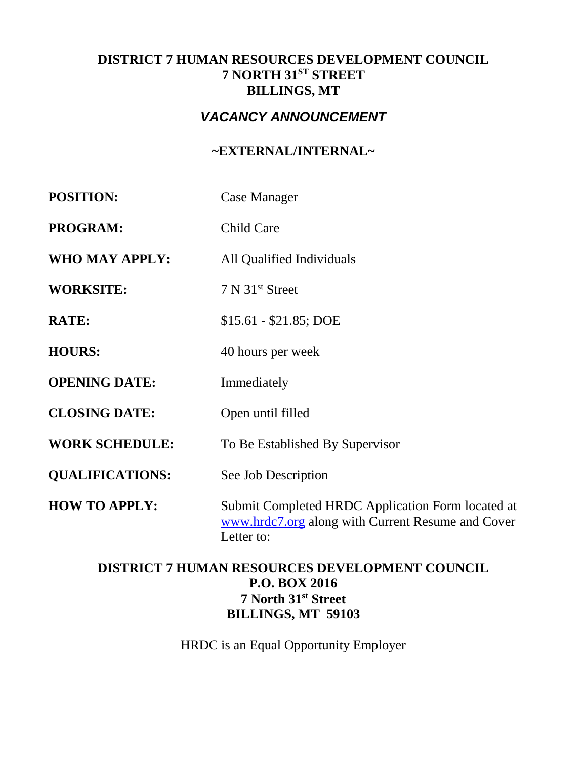**DISTRICT 7 HUMAN RESOURCES DEVELOPMENT COUNCIL**
**7 NORTH 31ST STREET**
**BILLINGS, MT**

***VACANCY ANNOUNCEMENT***

**~EXTERNAL/INTERNAL~**

| | |
|---|---|
| **POSITION:** | Case Manager |
| **PROGRAM:** | Child Care |
| **WHO MAY APPLY:** | All Qualified Individuals |
| **WORKSITE:** | 7 N 31st Street |
| **RATE:** | $15.61 - $21.85; DOE |
| **HOURS:** | 40 hours per week |
| **OPENING DATE:** | Immediately |
| **CLOSING DATE:** | Open until filled |
| **WORK SCHEDULE:** | To Be Established By Supervisor |
| **QUALIFICATIONS:** | See Job Description |
| **HOW TO APPLY:** | Submit Completed HRDC Application Form located at www.hrdc7.org along with Current Resume and Cover Letter to: |

**DISTRICT 7 HUMAN RESOURCES DEVELOPMENT COUNCIL**
**P.O. BOX 2016**
**7 North 31st Street**
**BILLINGS, MT 59103**

HRDC is an Equal Opportunity Employer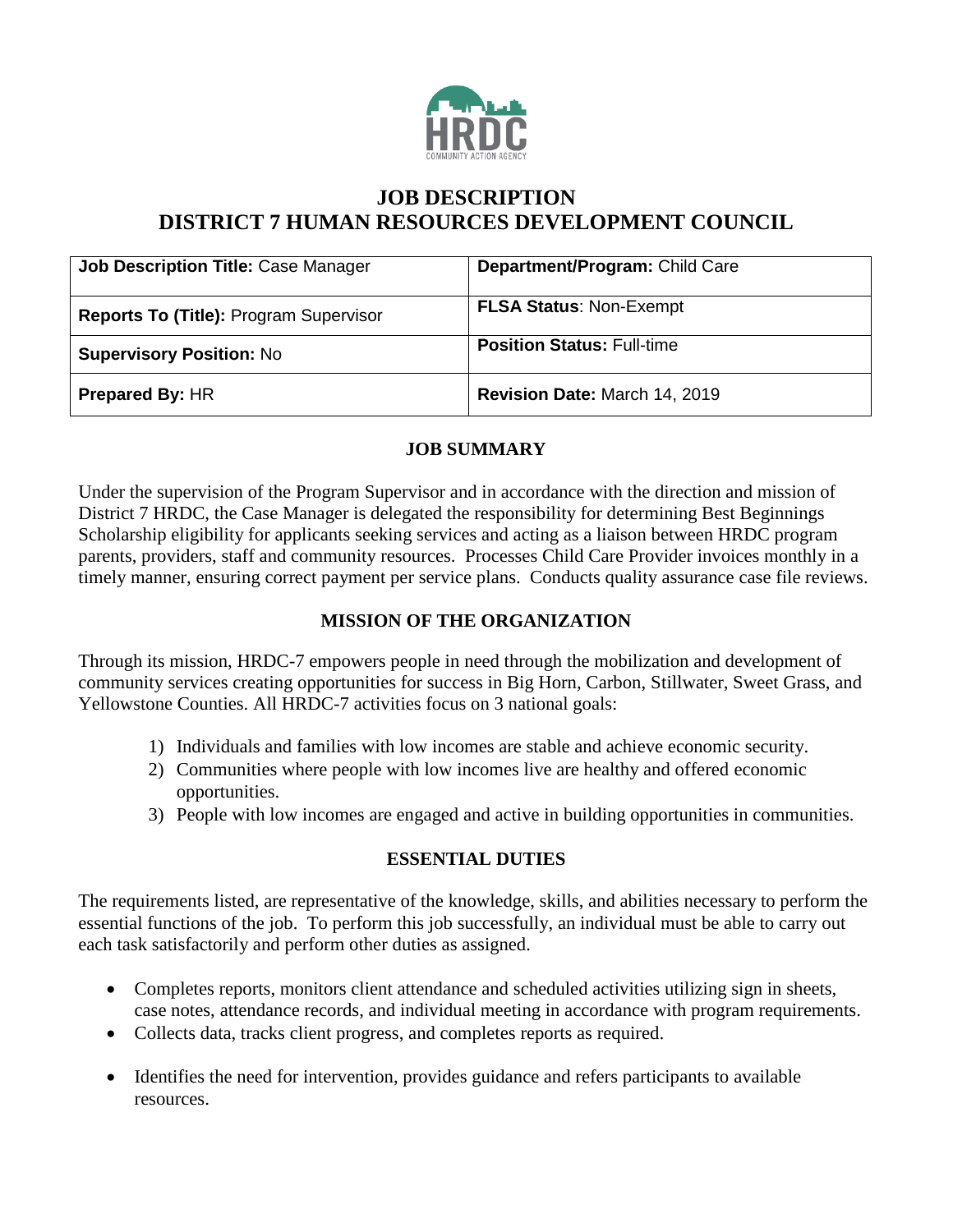# JOB DESCRIPTION
# DISTRICT 7 HUMAN RESOURCES DEVELOPMENT COUNCIL

| **Job Description Title:** Case Manager | **Department/Program:** Child Care |
|---|---|
| **Reports To (Title):** Program Supervisor | **FLSA Status**: Non-Exempt |
| **Supervisory Position:** No | **Position Status:** Full-time |
| **Prepared By:** HR | **Revision Date:** March 14, 2019 |

## JOB SUMMARY

Under the supervision of the Program Supervisor and in accordance with the direction and mission of District 7 HRDC, the Case Manager is delegated the responsibility for determining Best Beginnings Scholarship eligibility for applicants seeking services and acting as a liaison between HRDC program parents, providers, staff and community resources. Processes Child Care Provider invoices monthly in a timely manner, ensuring correct payment per service plans. Conducts quality assurance case file reviews.

## MISSION OF THE ORGANIZATION

Through its mission, HRDC-7 empowers people in need through the mobilization and development of community services creating opportunities for success in Big Horn, Carbon, Stillwater, Sweet Grass, and Yellowstone Counties. All HRDC-7 activities focus on 3 national goals:

1) Individuals and families with low incomes are stable and achieve economic security.
2) Communities where people with low incomes live are healthy and offered economic opportunities.
3) People with low incomes are engaged and active in building opportunities in communities.

## ESSENTIAL DUTIES

The requirements listed, are representative of the knowledge, skills, and abilities necessary to perform the essential functions of the job. To perform this job successfully, an individual must be able to carry out each task satisfactorily and perform other duties as assigned.

- Completes reports, monitors client attendance and scheduled activities utilizing sign in sheets, case notes, attendance records, and individual meeting in accordance with program requirements.
- Collects data, tracks client progress, and completes reports as required.
- Identifies the need for intervention, provides guidance and refers participants to available resources.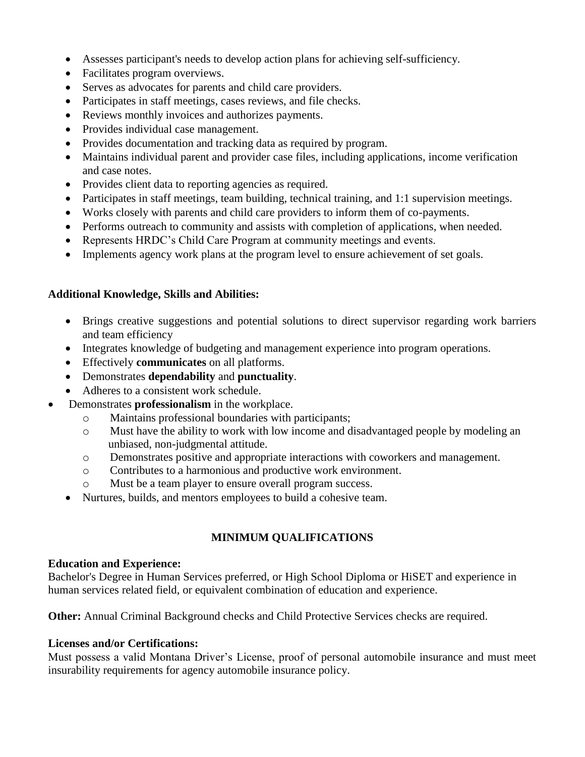- Assesses participant's needs to develop action plans for achieving self-sufficiency.
- Facilitates program overviews.
- Serves as advocates for parents and child care providers.
- Participates in staff meetings, cases reviews, and file checks.
- Reviews monthly invoices and authorizes payments.
- Provides individual case management.
- Provides documentation and tracking data as required by program.
- Maintains individual parent and provider case files, including applications, income verification and case notes.
- Provides client data to reporting agencies as required.
- Participates in staff meetings, team building, technical training, and 1:1 supervision meetings.
- Works closely with parents and child care providers to inform them of co-payments.
- Performs outreach to community and assists with completion of applications, when needed.
- Represents HRDC's Child Care Program at community meetings and events.
- Implements agency work plans at the program level to ensure achievement of set goals.

**Additional Knowledge, Skills and Abilities:**

- Brings creative suggestions and potential solutions to direct supervisor regarding work barriers and team efficiency
- Integrates knowledge of budgeting and management experience into program operations.
- Effectively **communicates** on all platforms.
- Demonstrates **dependability** and **punctuality**.
- Adheres to a consistent work schedule.
- Demonstrates **professionalism** in the workplace.
  - Maintains professional boundaries with participants;
  - Must have the ability to work with low income and disadvantaged people by modeling an unbiased, non-judgmental attitude.
  - Demonstrates positive and appropriate interactions with coworkers and management.
  - Contributes to a harmonious and productive work environment.
  - Must be a team player to ensure overall program success.
- Nurtures, builds, and mentors employees to build a cohesive team.

## MINIMUM QUALIFICATIONS

**Education and Experience:**
Bachelor's Degree in Human Services preferred, or High School Diploma or HiSET and experience in human services related field, or equivalent combination of education and experience.

**Other:** Annual Criminal Background checks and Child Protective Services checks are required.

**Licenses and/or Certifications:**
Must possess a valid Montana Driver's License, proof of personal automobile insurance and must meet insurability requirements for agency automobile insurance policy.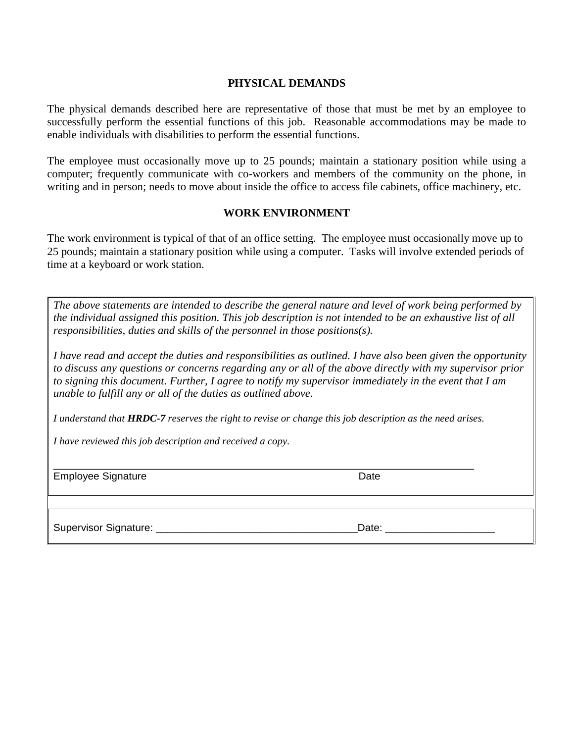## PHYSICAL DEMANDS

The physical demands described here are representative of those that must be met by an employee to successfully perform the essential functions of this job. Reasonable accommodations may be made to enable individuals with disabilities to perform the essential functions.

The employee must occasionally move up to 25 pounds; maintain a stationary position while using a computer; frequently communicate with co-workers and members of the community on the phone, in writing and in person; needs to move about inside the office to access file cabinets, office machinery, etc.

## WORK ENVIRONMENT

The work environment is typical of that of an office setting. The employee must occasionally move up to 25 pounds; maintain a stationary position while using a computer. Tasks will involve extended periods of time at a keyboard or work station.

*The above statements are intended to describe the general nature and level of work being performed by the individual assigned this position. This job description is not intended to be an exhaustive list of all responsibilities, duties and skills of the personnel in those positions(s).*

*I have read and accept the duties and responsibilities as outlined. I have also been given the opportunity to discuss any questions or concerns regarding any or all of the above directly with my supervisor prior to signing this document. Further, I agree to notify my supervisor immediately in the event that I am unable to fulfill any or all of the duties as outlined above.*

*I understand that **HRDC-7** reserves the right to revise or change this job description as the need arises.*

*I have reviewed this job description and received a copy.*

_________________________________________________________________________

Employee Signature                                                                 Date

Supervisor Signature: ___________________________________Date: ___________________